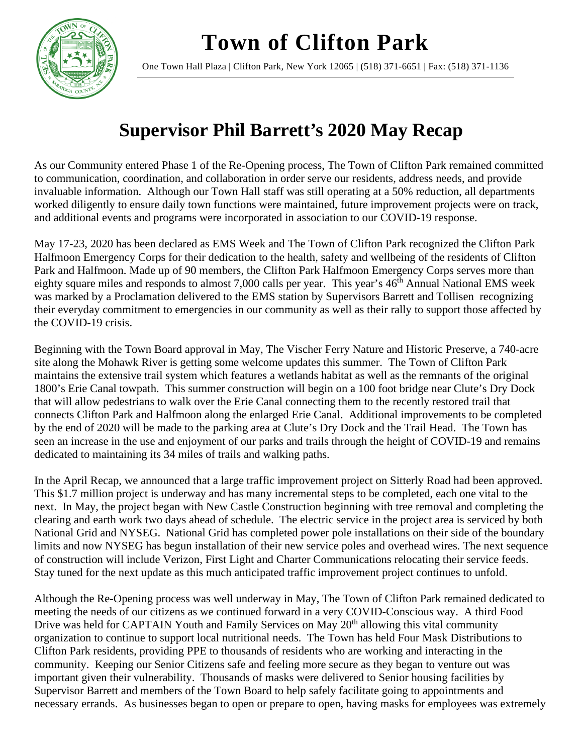# Town of Clifton Park

One Town Hall Plaza | Clifton Park, New York 12065 | (518) 371-6651 | Fax: (518) 371-1136

## Supervisor Phil Barrett's 2020 May Recap

As our Community entered Phase 1 of the Re-Opening process, The Town of Clifton Park remained committed to communication, coordination, and collaboration in order serve our residents, address needs, and provide invaluable information. Although our Town Hall staff was still operating at a 50% reduction, all departments worked diligently to ensure daily town functions were maintained, future improvement projects were on track, and additional events and programs were incorporated in association to our COVID-19 response.

May 17-23, 2020 has been declared as EMS Week and The Town of Clifton Park recognized the Clifton Park Halfmoon Emergency Corps for their dedication to the health, safety and wellbeing of the residents of Clifton Park and Halfmoon. Made up of 90 members, the Clifton Park Halfmoon Emergency Corps serves more than eighty square miles and responds to almost 7,000 calls per year. This year's 46th Annual National EMS week was marked by a Proclamation delivered to the EMS station by Supervisors Barrett and Tollisen recognizing their everyday commitment to emergencies in our community as well as their rally to support those affected by the COVID-19 crisis.

Beginning with the Town Board approval in May, The Vischer Ferry Nature and Historic Preserve, a 740-acre site along the Mohawk River is getting some welcome updates this summer. The Town of Clifton Park maintains the extensive trail system which features a wetlands habitat as well as the remnants of the original 1800's Erie Canal towpath. This summer construction will begin on a 100 foot bridge near Clute's Dry Dock that will allow pedestrians to walk over the Erie Canal connecting them to the recently restored trail that connects Clifton Park and Halfmoon along the enlarged Erie Canal. Additional improvements to be completed by the end of 2020 will be made to the parking area at Clute's Dry Dock and the Trail Head. The Town has seen an increase in the use and enjoyment of our parks and trails through the height of COVID-19 and remains dedicated to maintaining its 34 miles of trails and walking paths.

In the April Recap, we announced that a large traffic improvement project on Sitterly Road had been approved. This $1.7 million project is underway and has many incremental steps to be completed, each one vital to the next. In May, the project began with New Castle Construction beginning with tree removal and completing the clearing and earth work two days ahead of schedule. The electric service in the project area is serviced by both National Grid and NYSEG. National Grid has completed power pole installations on their side of the boundary limits and now NYSEG has begun installation of their new service poles and overhead wires. The next sequence of construction will include Verizon, First Light and Charter Communications relocating their service feeds. Stay tuned for the next update as this much anticipated traffic improvement project continues to unfold.

Although the Re-Opening process was well underway in May, The Town of Clifton Park remained dedicated to meeting the needs of our citizens as we continued forward in a very COVID-Conscious way. A third Food Drive was held for CAPTAIN Youth and Family Services on May 20th allowing this vital community organization to continue to support local nutritional needs. The Town has held Four Mask Distributions to Clifton Park residents, providing PPE to thousands of residents who are working and interacting in the community. Keeping our Senior Citizens safe and feeling more secure as they began to venture out was important given their vulnerability. Thousands of masks were delivered to Senior housing facilities by Supervisor Barrett and members of the Town Board to help safely facilitate going to appointments and necessary errands. As businesses began to open or prepare to open, having masks for employees was extremely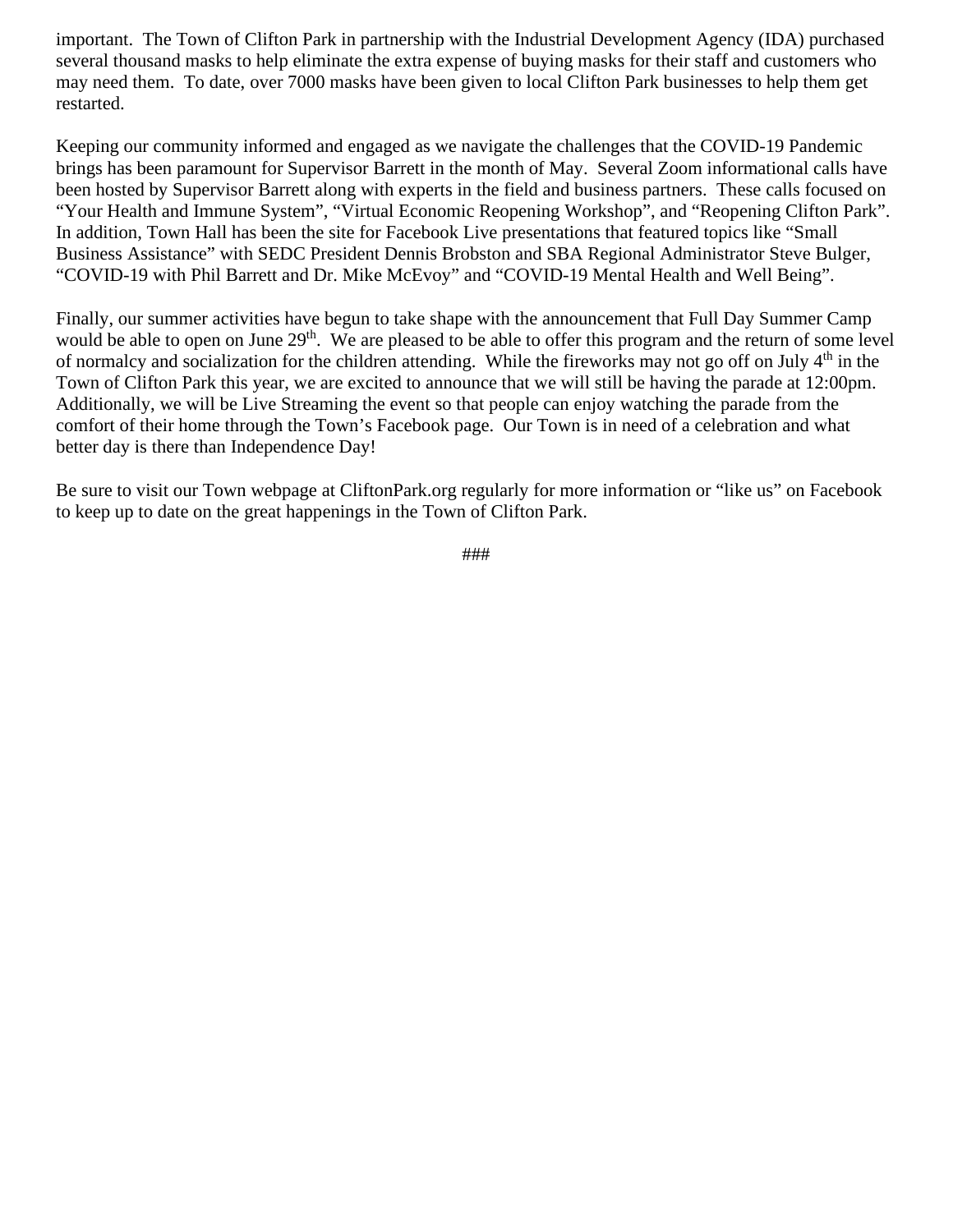important. The Town of Clifton Park in partnership with the Industrial Development Agency (IDA) purchased several thousand masks to help eliminate the extra expense of buying masks for their staff and customers who may need them. To date, over 7000 masks have been given to local Clifton Park businesses to help them get restarted.

Keeping our community informed and engaged as we navigate the challenges that the COVID-19 Pandemic brings has been paramount for Supervisor Barrett in the month of May. Several Zoom informational calls have been hosted by Supervisor Barrett along with experts in the field and business partners. These calls focused on "Your Health and Immune System", "Virtual Economic Reopening Workshop", and "Reopening Clifton Park". In addition, Town Hall has been the site for Facebook Live presentations that featured topics like "Small Business Assistance" with SEDC President Dennis Brobston and SBA Regional Administrator Steve Bulger, "COVID-19 with Phil Barrett and Dr. Mike McEvoy" and "COVID-19 Mental Health and Well Being".

Finally, our summer activities have begun to take shape with the announcement that Full Day Summer Camp would be able to open on June 29th. We are pleased to be able to offer this program and the return of some level of normalcy and socialization for the children attending. While the fireworks may not go off on July 4th in the Town of Clifton Park this year, we are excited to announce that we will still be having the parade at 12:00pm. Additionally, we will be Live Streaming the event so that people can enjoy watching the parade from the comfort of their home through the Town's Facebook page. Our Town is in need of a celebration and what better day is there than Independence Day!

Be sure to visit our Town webpage at CliftonPark.org regularly for more information or "like us" on Facebook to keep up to date on the great happenings in the Town of Clifton Park.

###